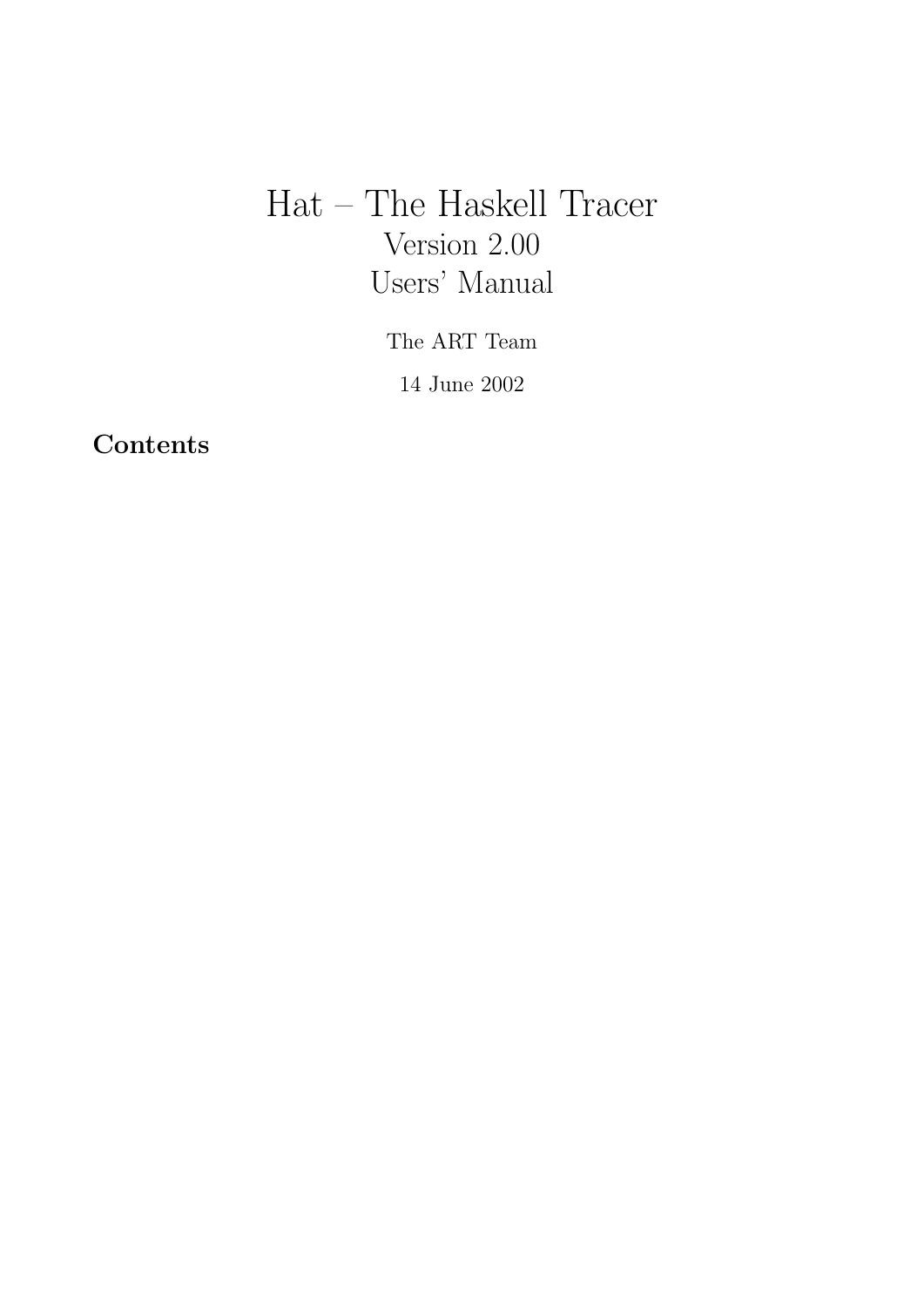# Hat – The Haskell Tracer
## Version 2.00
## Users' Manual

The ART Team

14 June 2002

## Contents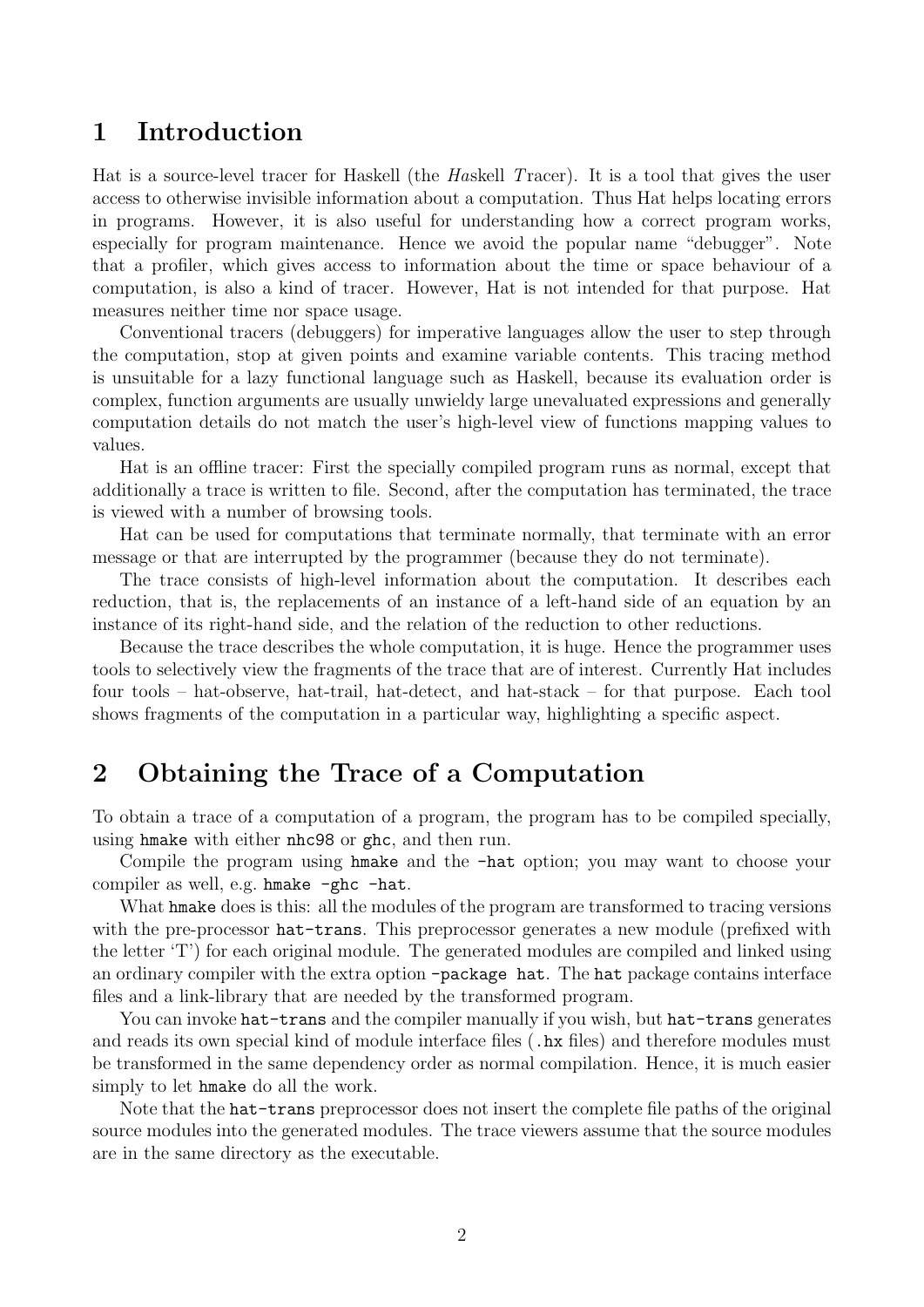## 1 Introduction

Hat is a source-level tracer for Haskell (the *Ha*skell *T*racer). It is a tool that gives the user access to otherwise invisible information about a computation. Thus Hat helps locating errors in programs. However, it is also useful for understanding how a correct program works, especially for program maintenance. Hence we avoid the popular name "debugger". Note that a profiler, which gives access to information about the time or space behaviour of a computation, is also a kind of tracer. However, Hat is not intended for that purpose. Hat measures neither time nor space usage.

Conventional tracers (debuggers) for imperative languages allow the user to step through the computation, stop at given points and examine variable contents. This tracing method is unsuitable for a lazy functional language such as Haskell, because its evaluation order is complex, function arguments are usually unwieldy large unevaluated expressions and generally computation details do not match the user's high-level view of functions mapping values to values.

Hat is an offline tracer: First the specially compiled program runs as normal, except that additionally a trace is written to file. Second, after the computation has terminated, the trace is viewed with a number of browsing tools.

Hat can be used for computations that terminate normally, that terminate with an error message or that are interrupted by the programmer (because they do not terminate).

The trace consists of high-level information about the computation. It describes each reduction, that is, the replacements of an instance of a left-hand side of an equation by an instance of its right-hand side, and the relation of the reduction to other reductions.

Because the trace describes the whole computation, it is huge. Hence the programmer uses tools to selectively view the fragments of the trace that are of interest. Currently Hat includes four tools – hat-observe, hat-trail, hat-detect, and hat-stack – for that purpose. Each tool shows fragments of the computation in a particular way, highlighting a specific aspect.

## 2 Obtaining the Trace of a Computation

To obtain a trace of a computation of a program, the program has to be compiled specially, using `hmake` with either `nhc98` or `ghc`, and then run.

Compile the program using `hmake` and the `-hat` option; you may want to choose your compiler as well, e.g. `hmake -ghc -hat`.

What `hmake` does is this: all the modules of the program are transformed to tracing versions with the pre-processor `hat-trans`. This preprocessor generates a new module (prefixed with the letter 'T') for each original module. The generated modules are compiled and linked using an ordinary compiler with the extra option `-package hat`. The `hat` package contains interface files and a link-library that are needed by the transformed program.

You can invoke `hat-trans` and the compiler manually if you wish, but `hat-trans` generates and reads its own special kind of module interface files (`.hx` files) and therefore modules must be transformed in the same dependency order as normal compilation. Hence, it is much easier simply to let `hmake` do all the work.

Note that the `hat-trans` preprocessor does not insert the complete file paths of the original source modules into the generated modules. The trace viewers assume that the source modules are in the same directory as the executable.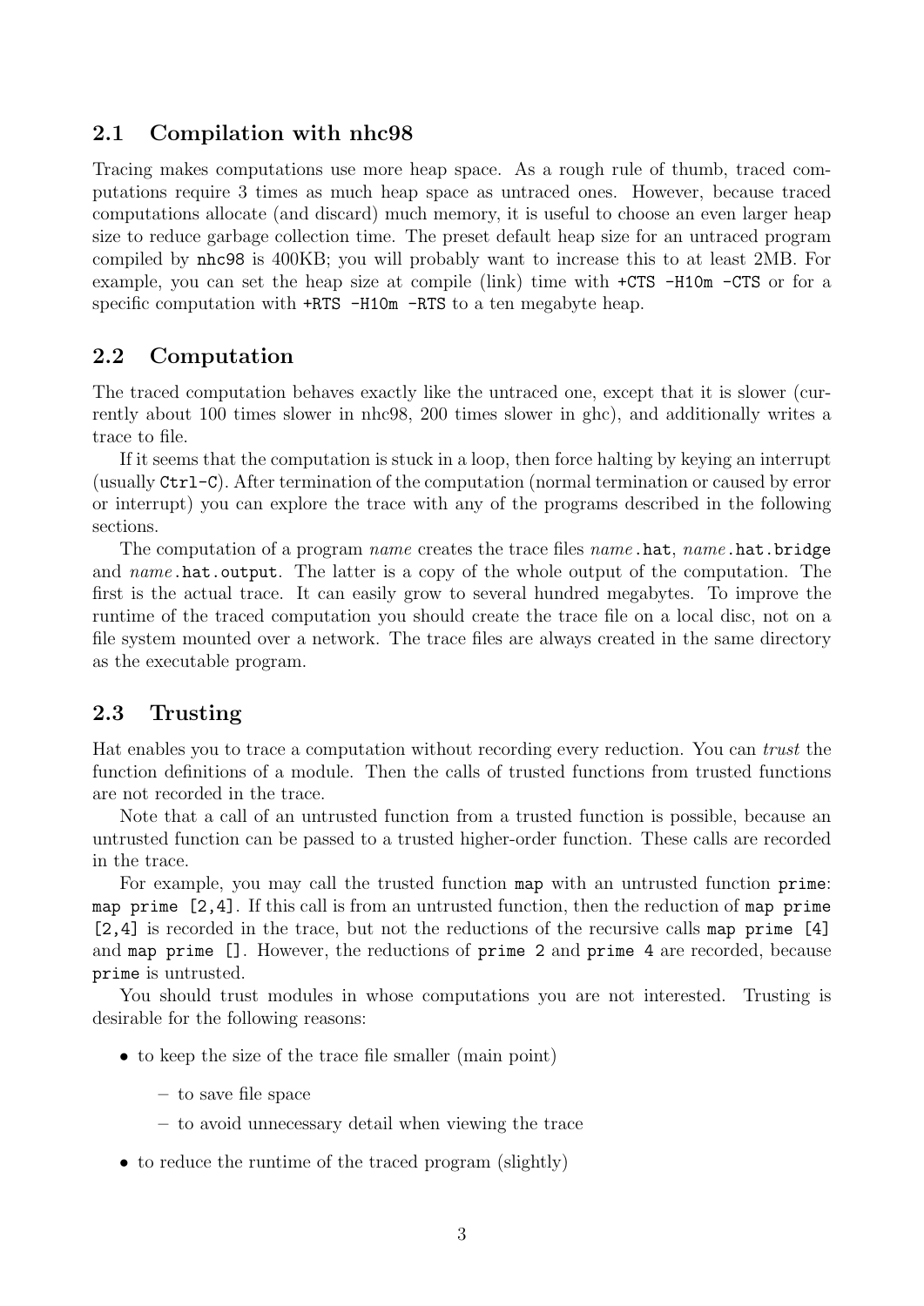## 2.1 Compilation with nhc98

Tracing makes computations use more heap space. As a rough rule of thumb, traced computations require 3 times as much heap space as untraced ones. However, because traced computations allocate (and discard) much memory, it is useful to choose an even larger heap size to reduce garbage collection time. The preset default heap size for an untraced program compiled by `nhc98` is 400KB; you will probably want to increase this to at least 2MB. For example, you can set the heap size at compile (link) time with `+CTS -H10m -CTS` or for a specific computation with `+RTS -H10m -RTS` to a ten megabyte heap.

## 2.2 Computation

The traced computation behaves exactly like the untraced one, except that it is slower (currently about 100 times slower in nhc98, 200 times slower in ghc), and additionally writes a trace to file.

If it seems that the computation is stuck in a loop, then force halting by keying an interrupt (usually `Ctrl-C`). After termination of the computation (normal termination or caused by error or interrupt) you can explore the trace with any of the programs described in the following sections.

The computation of a program *name* creates the trace files *name*`.hat`, *name*`.hat.bridge` and *name*`.hat.output`. The latter is a copy of the whole output of the computation. The first is the actual trace. It can easily grow to several hundred megabytes. To improve the runtime of the traced computation you should create the trace file on a local disc, not on a file system mounted over a network. The trace files are always created in the same directory as the executable program.

## 2.3 Trusting

Hat enables you to trace a computation without recording every reduction. You can *trust* the function definitions of a module. Then the calls of trusted functions from trusted functions are not recorded in the trace.

Note that a call of an untrusted function from a trusted function is possible, because an untrusted function can be passed to a trusted higher-order function. These calls are recorded in the trace.

For example, you may call the trusted function `map` with an untrusted function `prime`: `map prime [2,4]`. If this call is from an untrusted function, then the reduction of `map prime [2,4]` is recorded in the trace, but not the reductions of the recursive calls `map prime [4]` and `map prime []`. However, the reductions of `prime 2` and `prime 4` are recorded, because `prime` is untrusted.

You should trust modules in whose computations you are not interested. Trusting is desirable for the following reasons:

- to keep the size of the trace file smaller (main point)
  - to save file space
  - to avoid unnecessary detail when viewing the trace
- to reduce the runtime of the traced program (slightly)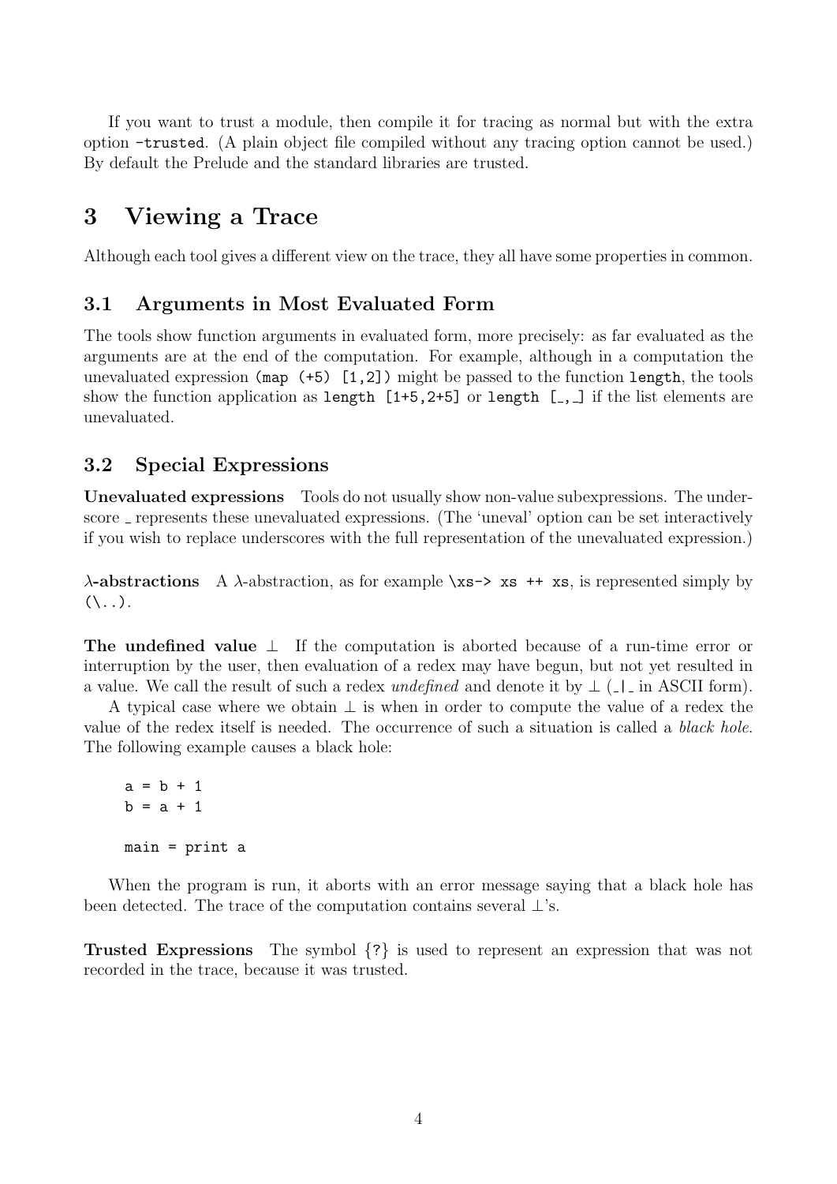If you want to trust a module, then compile it for tracing as normal but with the extra option `-trusted`. (A plain object file compiled without any tracing option cannot be used.) By default the Prelude and the standard libraries are trusted.

# 3 Viewing a Trace

Although each tool gives a different view on the trace, they all have some properties in common.

## 3.1 Arguments in Most Evaluated Form

The tools show function arguments in evaluated form, more precisely: as far evaluated as the arguments are at the end of the computation. For example, although in a computation the unevaluated expression `(map (+5) [1,2])` might be passed to the function `length`, the tools show the function application as `length [1+5,2+5]` or `length [_,_]` if the list elements are unevaluated.

## 3.2 Special Expressions

**Unevaluated expressions** Tools do not usually show non-value subexpressions. The underscore _ represents these unevaluated expressions. (The 'uneval' option can be set interactively if you wish to replace underscores with the full representation of the unevaluated expression.)

**λ-abstractions** A λ-abstraction, as for example `\xs-> xs ++ xs`, is represented simply by `(\..)`.

**The undefined value** ⊥ If the computation is aborted because of a run-time error or interruption by the user, then evaluation of a redex may have begun, but not yet resulted in a value. We call the result of such a redex *undefined* and denote it by ⊥ (`_|_` in ASCII form).

A typical case where we obtain ⊥ is when in order to compute the value of a redex the value of the redex itself is needed. The occurrence of such a situation is called a *black hole*. The following example causes a black hole:

```
a = b + 1
b = a + 1

main = print a
```

When the program is run, it aborts with an error message saying that a black hole has been detected. The trace of the computation contains several ⊥'s.

**Trusted Expressions** The symbol `{?}` is used to represent an expression that was not recorded in the trace, because it was trusted.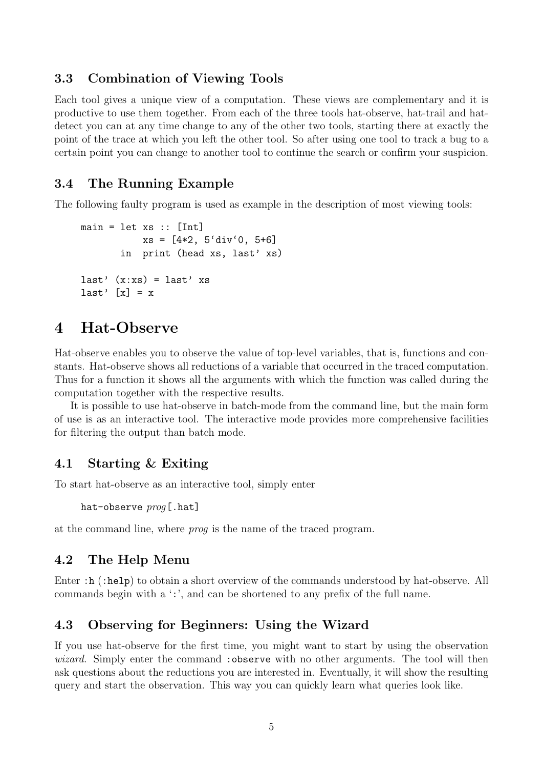### 3.3 Combination of Viewing Tools

Each tool gives a unique view of a computation. These views are complementary and it is productive to use them together. From each of the three tools hat-observe, hat-trail and hat-detect you can at any time change to any of the other two tools, starting there at exactly the point of the trace at which you left the other tool. So after using one tool to track a bug to a certain point you can change to another tool to continue the search or confirm your suspicion.

### 3.4 The Running Example

The following faulty program is used as example in the description of most viewing tools:

```
main = let xs :: [Int]
           xs = [4*2, 5`div`0, 5+6]
       in  print (head xs, last' xs)

last' (x:xs) = last' xs
last' [x] = x
```

## 4 Hat-Observe

Hat-observe enables you to observe the value of top-level variables, that is, functions and constants. Hat-observe shows all reductions of a variable that occurred in the traced computation. Thus for a function it shows all the arguments with which the function was called during the computation together with the respective results.

It is possible to use hat-observe in batch-mode from the command line, but the main form of use is as an interactive tool. The interactive mode provides more comprehensive facilities for filtering the output than batch mode.

### 4.1 Starting & Exiting

To start hat-observe as an interactive tool, simply enter

```
hat-observe prog[.hat]
```

at the command line, where *prog* is the name of the traced program.

### 4.2 The Help Menu

Enter `:h` (`:help`) to obtain a short overview of the commands understood by hat-observe. All commands begin with a ':', and can be shortened to any prefix of the full name.

### 4.3 Observing for Beginners: Using the Wizard

If you use hat-observe for the first time, you might want to start by using the observation *wizard*. Simply enter the command `:observe` with no other arguments. The tool will then ask questions about the reductions you are interested in. Eventually, it will show the resulting query and start the observation. This way you can quickly learn what queries look like.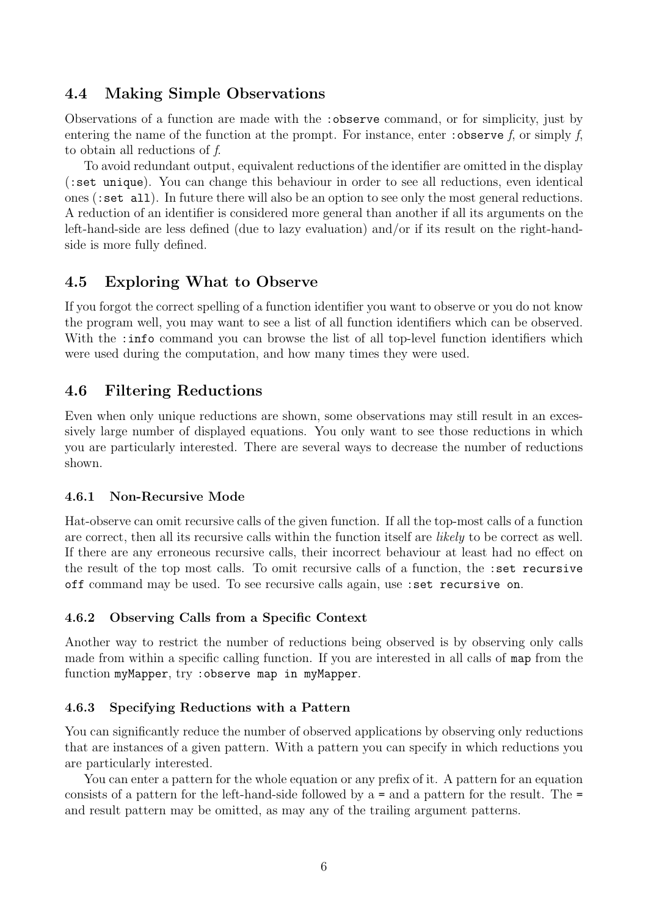## 4.4 Making Simple Observations

Observations of a function are made with the `:observe` command, or for simplicity, just by entering the name of the function at the prompt. For instance, enter `:observe` *f*, or simply *f*, to obtain all reductions of *f*.

To avoid redundant output, equivalent reductions of the identifier are omitted in the display (`:set unique`). You can change this behaviour in order to see all reductions, even identical ones (`:set all`). In future there will also be an option to see only the most general reductions. A reduction of an identifier is considered more general than another if all its arguments on the left-hand-side are less defined (due to lazy evaluation) and/or if its result on the right-hand-side is more fully defined.

## 4.5 Exploring What to Observe

If you forgot the correct spelling of a function identifier you want to observe or you do not know the program well, you may want to see a list of all function identifiers which can be observed. With the `:info` command you can browse the list of all top-level function identifiers which were used during the computation, and how many times they were used.

## 4.6 Filtering Reductions

Even when only unique reductions are shown, some observations may still result in an excessively large number of displayed equations. You only want to see those reductions in which you are particularly interested. There are several ways to decrease the number of reductions shown.

### 4.6.1 Non-Recursive Mode

Hat-observe can omit recursive calls of the given function. If all the top-most calls of a function are correct, then all its recursive calls within the function itself are *likely* to be correct as well. If there are any erroneous recursive calls, their incorrect behaviour at least had no effect on the result of the top most calls. To omit recursive calls of a function, the `:set recursive off` command may be used. To see recursive calls again, use `:set recursive on`.

### 4.6.2 Observing Calls from a Specific Context

Another way to restrict the number of reductions being observed is by observing only calls made from within a specific calling function. If you are interested in all calls of `map` from the function `myMapper`, try `:observe map in myMapper`.

### 4.6.3 Specifying Reductions with a Pattern

You can significantly reduce the number of observed applications by observing only reductions that are instances of a given pattern. With a pattern you can specify in which reductions you are particularly interested.

You can enter a pattern for the whole equation or any prefix of it. A pattern for an equation consists of a pattern for the left-hand-side followed by a `=` and a pattern for the result. The `=` and result pattern may be omitted, as may any of the trailing argument patterns.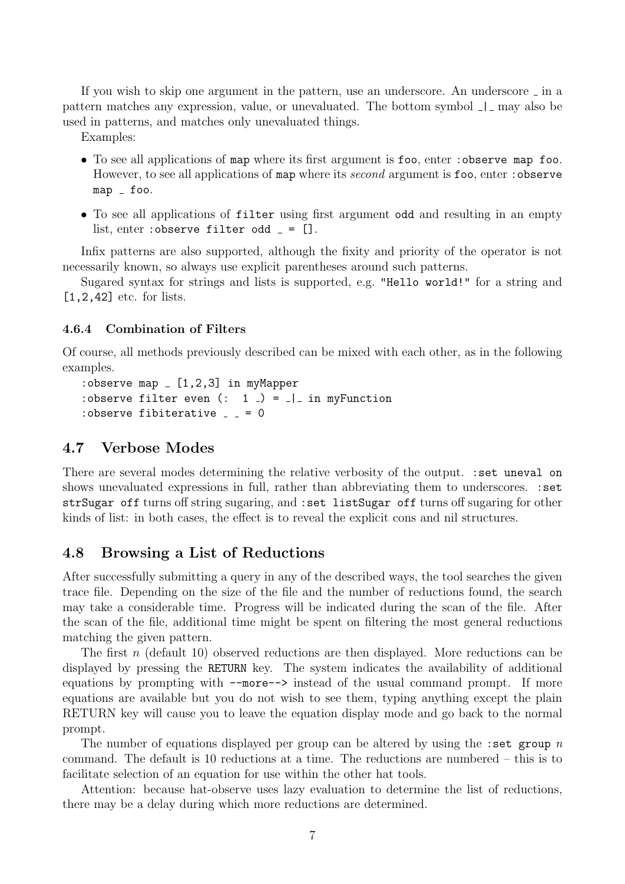If you wish to skip one argument in the pattern, use an underscore. An underscore _ in a pattern matches any expression, value, or unevaluated. The bottom symbol _|_ may also be used in patterns, and matches only unevaluated things.

Examples:

- To see all applications of `map` where its first argument is `foo`, enter `:observe map foo`. However, to see all applications of `map` where its *second* argument is `foo`, enter `:observe map _ foo`.
- To see all applications of `filter` using first argument `odd` and resulting in an empty list, enter `:observe filter odd _ = []`.

Infix patterns are also supported, although the fixity and priority of the operator is not necessarily known, so always use explicit parentheses around such patterns.

Sugared syntax for strings and lists is supported, e.g. `"Hello world!"` for a string and `[1,2,42]` etc. for lists.

#### 4.6.4 Combination of Filters

Of course, all methods previously described can be mixed with each other, as in the following examples.

```
:observe map _ [1,2,3] in myMapper
:observe filter even (:  1 _) = _|_ in myFunction
:observe fibiterative _ _ = 0
```

## 4.7 Verbose Modes

There are several modes determining the relative verbosity of the output. `:set uneval on` shows unevaluated expressions in full, rather than abbreviating them to underscores. `:set strSugar off` turns off string sugaring, and `:set listSugar off` turns off sugaring for other kinds of list: in both cases, the effect is to reveal the explicit cons and nil structures.

## 4.8 Browsing a List of Reductions

After successfully submitting a query in any of the described ways, the tool searches the given trace file. Depending on the size of the file and the number of reductions found, the search may take a considerable time. Progress will be indicated during the scan of the file. After the scan of the file, additional time might be spent on filtering the most general reductions matching the given pattern.

The first $n$ (default 10) observed reductions are then displayed. More reductions can be displayed by pressing the `RETURN` key. The system indicates the availability of additional equations by prompting with `--more-->` instead of the usual command prompt. If more equations are available but you do not wish to see them, typing anything except the plain RETURN key will cause you to leave the equation display mode and go back to the normal prompt.

The number of equations displayed per group can be altered by using the `:set group` $n$ command. The default is 10 reductions at a time. The reductions are numbered – this is to facilitate selection of an equation for use within the other hat tools.

Attention: because hat-observe uses lazy evaluation to determine the list of reductions, there may be a delay during which more reductions are determined.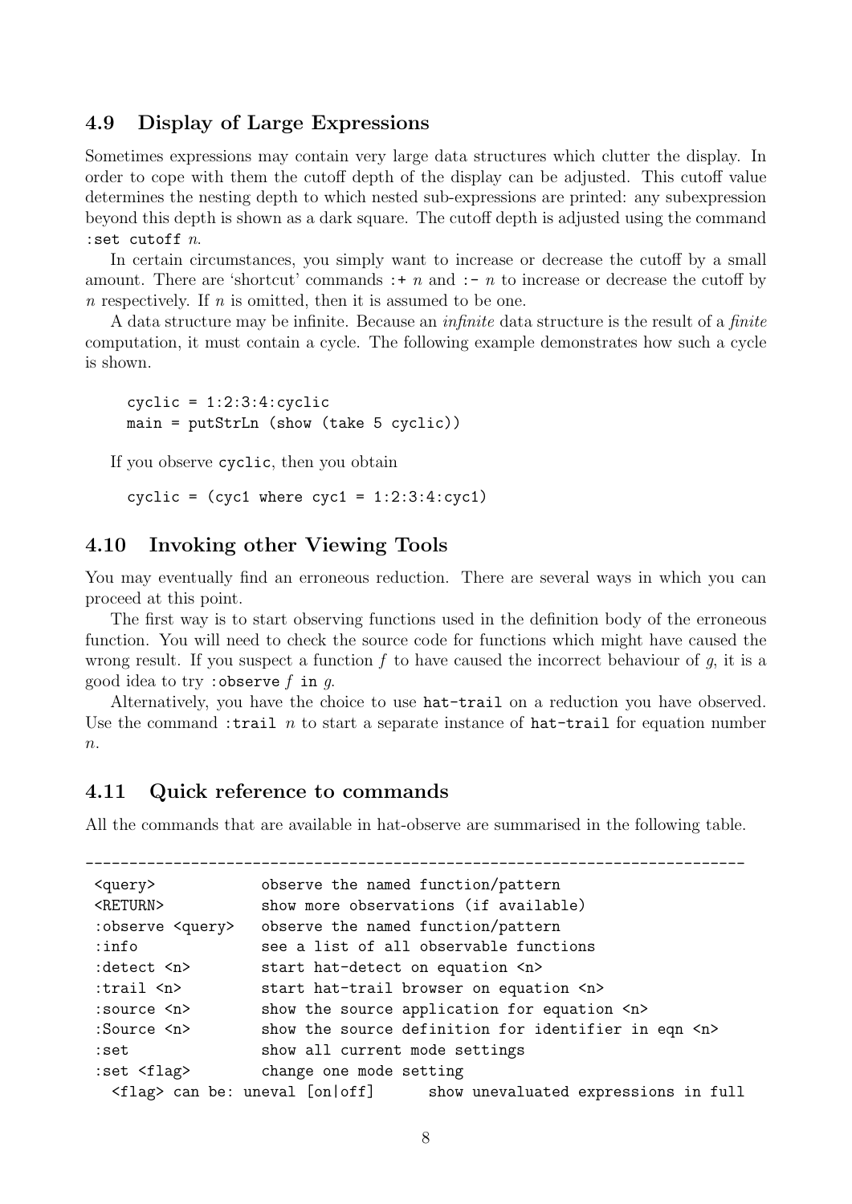### 4.9 Display of Large Expressions

Sometimes expressions may contain very large data structures which clutter the display. In order to cope with them the cutoff depth of the display can be adjusted. This cutoff value determines the nesting depth to which nested sub-expressions are printed: any subexpression beyond this depth is shown as a dark square. The cutoff depth is adjusted using the command `:set cutoff` $n$.

In certain circumstances, you simply want to increase or decrease the cutoff by a small amount. There are 'shortcut' commands `:+` $n$ and `:-` $n$ to increase or decrease the cutoff by $n$ respectively. If $n$ is omitted, then it is assumed to be one.

A data structure may be infinite. Because an *infinite* data structure is the result of a *finite* computation, it must contain a cycle. The following example demonstrates how such a cycle is shown.

```
cyclic = 1:2:3:4:cyclic
main = putStrLn (show (take 5 cyclic))
```

If you observe `cyclic`, then you obtain

```
cyclic = (cyc1 where cyc1 = 1:2:3:4:cyc1)
```

### 4.10 Invoking other Viewing Tools

You may eventually find an erroneous reduction. There are several ways in which you can proceed at this point.

The first way is to start observing functions used in the definition body of the erroneous function. You will need to check the source code for functions which might have caused the wrong result. If you suspect a function $f$ to have caused the incorrect behaviour of $g$, it is a good idea to try `:observe` $f$ `in` $g$.

Alternatively, you have the choice to use `hat-trail` on a reduction you have observed. Use the command `:trail` $n$ to start a separate instance of `hat-trail` for equation number $n$.

### 4.11 Quick reference to commands

All the commands that are available in hat-observe are summarised in the following table.

```
---------------------------------------------------------------------------
 <query>             observe the named function/pattern
 <RETURN>            show more observations (if available)
 :observe <query>    observe the named function/pattern
 :info               see a list of all observable functions
 :detect <n>         start hat-detect on equation <n>
 :trail <n>          start hat-trail browser on equation <n>
 :source <n>         show the source application for equation <n>
 :Source <n>         show the source definition for identifier in eqn <n>
 :set                show all current mode settings
 :set <flag>         change one mode setting
   <flag> can be: uneval [on|off]      show unevaluated expressions in full
```